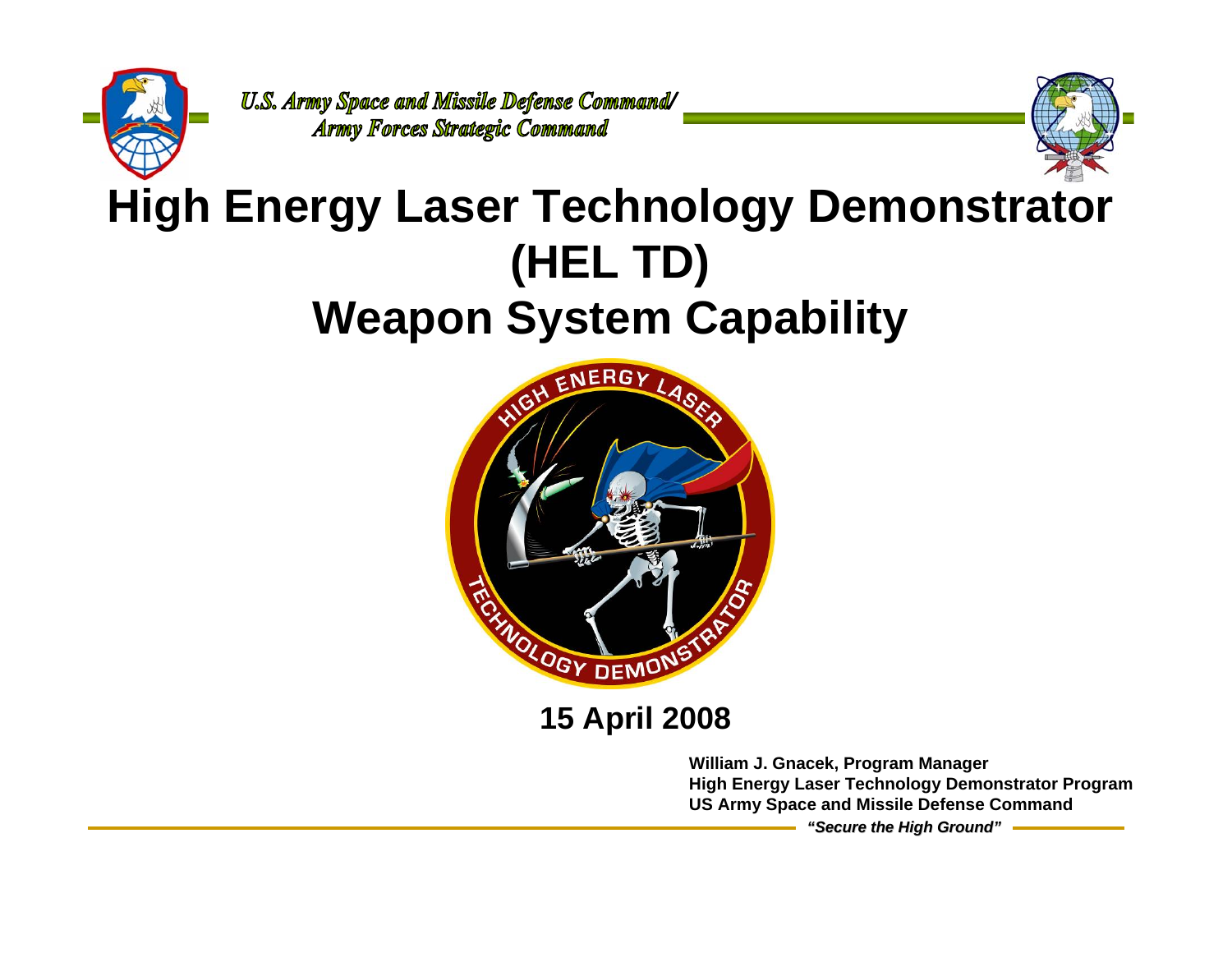U.S. Army Space and Missile Defense Command/
Army Forces Strategic Command

# High Energy Laser Technology Demonstrator (HEL TD) Weapon System Capability

**15 April 2008**

**William J. Gnacek, Program Manager**
**High Energy Laser Technology Demonstrator Program**
**US Army Space and Missile Defense Command**

***"Secure the High Ground"***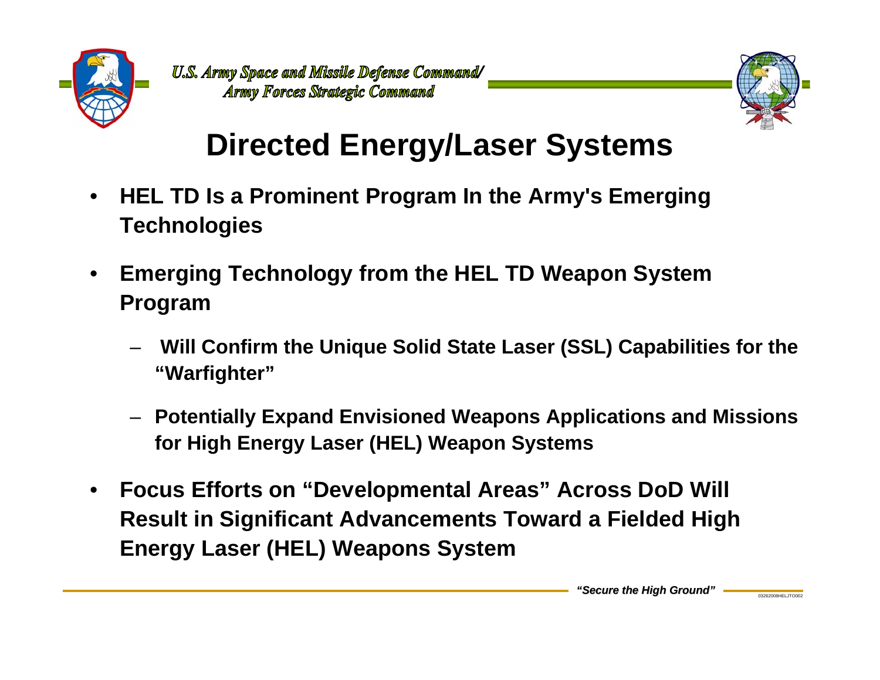# Directed Energy/Laser Systems

- **HEL TD Is a Prominent Program In the Army's Emerging Technologies**
- **Emerging Technology from the HEL TD Weapon System Program**
  - **Will Confirm the Unique Solid State Laser (SSL) Capabilities for the "Warfighter"**
  - **Potentially Expand Envisioned Weapons Applications and Missions for High Energy Laser (HEL) Weapon Systems**
- **Focus Efforts on "Developmental Areas" Across DoD Will Result in Significant Advancements Toward a Fielded High Energy Laser (HEL) Weapons System**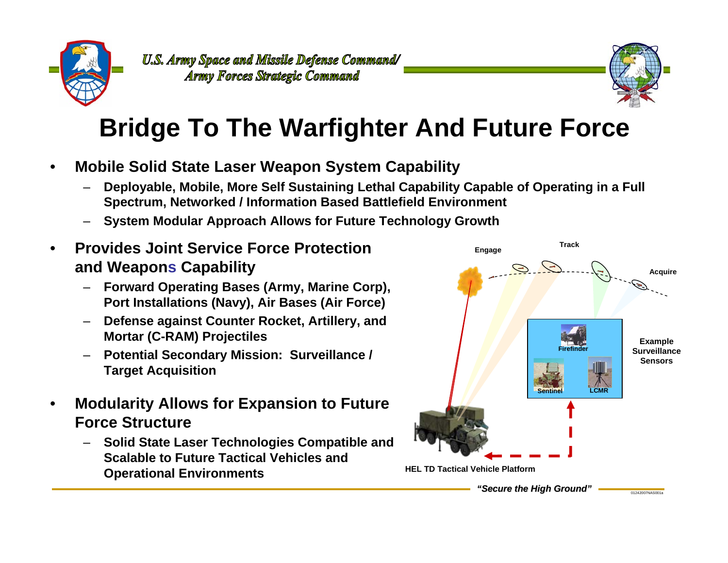# Bridge To The Warfighter And Future Force

- **Mobile Solid State Laser Weapon System Capability**
  - **Deployable, Mobile, More Self Sustaining Lethal Capability Capable of Operating in a Full Spectrum, Networked / Information Based Battlefield Environment**
  - **System Modular Approach Allows for Future Technology Growth**
- **Provides Joint Service Force Protection and Weapons Capability**
  - **Forward Operating Bases (Army, Marine Corp), Port Installations (Navy), Air Bases (Air Force)**
  - **Defense against Counter Rocket, Artillery, and Mortar (C-RAM) Projectiles**
  - **Potential Secondary Mission: Surveillance / Target Acquisition**
- **Modularity Allows for Expansion to Future Force Structure**
  - **Solid State Laser Technologies Compatible and Scalable to Future Tactical Vehicles and Operational Environments**

Engage — Track — Acquire

Example Surveillance Sensors: Firefinder, Sentinel, LCMR

HEL TD Tactical Vehicle Platform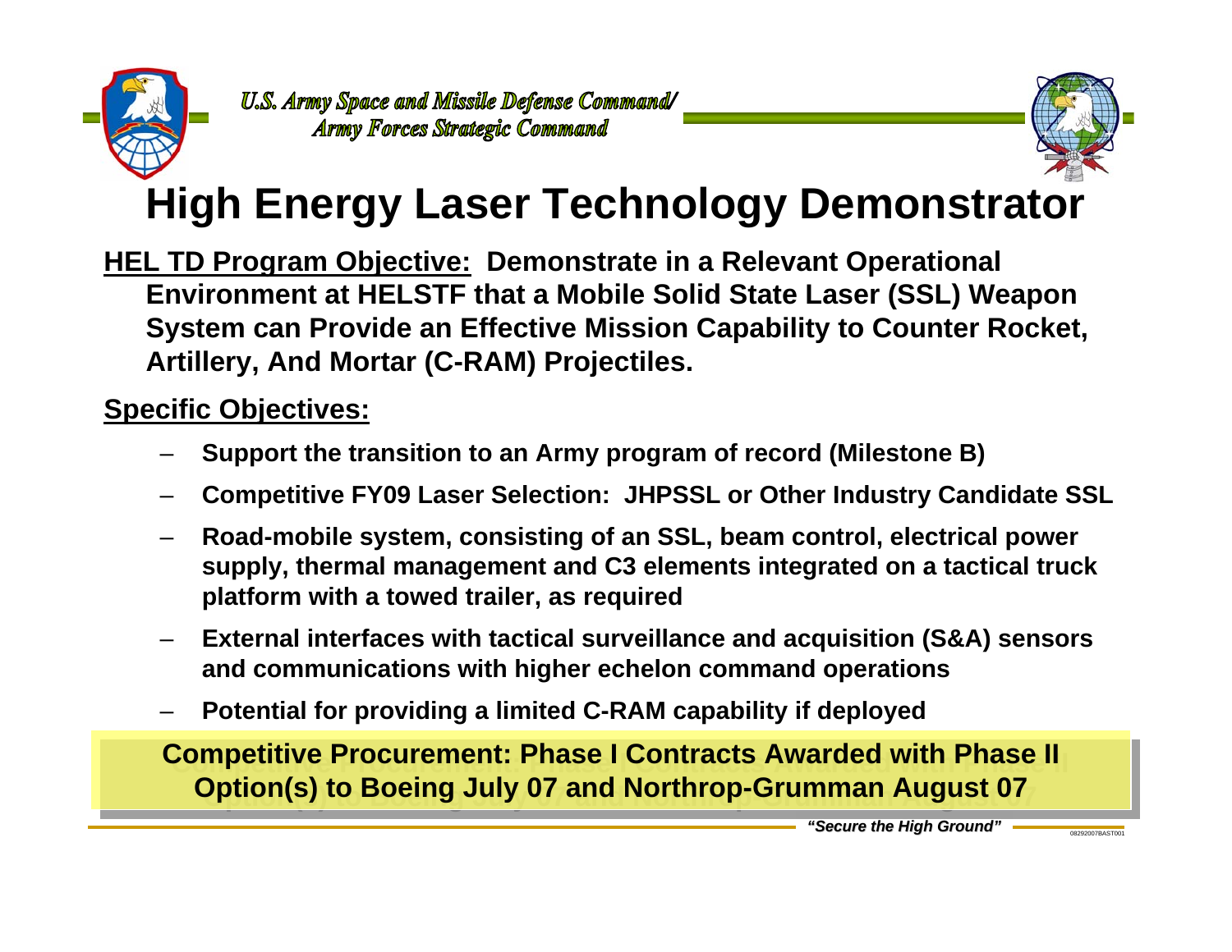# High Energy Laser Technology Demonstrator

**HEL TD Program Objective:** **Demonstrate in a Relevant Operational Environment at HELSTF that a Mobile Solid State Laser (SSL) Weapon System can Provide an Effective Mission Capability to Counter Rocket, Artillery, And Mortar (C-RAM) Projectiles.**

**Specific Objectives:**

- **Support the transition to an Army program of record (Milestone B)**
- **Competitive FY09 Laser Selection: JHPSSL or Other Industry Candidate SSL**
- **Road-mobile system, consisting of an SSL, beam control, electrical power supply, thermal management and C3 elements integrated on a tactical truck platform with a towed trailer, as required**
- **External interfaces with tactical surveillance and acquisition (S&A) sensors and communications with higher echelon command operations**
- **Potential for providing a limited C-RAM capability if deployed**

**Competitive Procurement: Phase I Contracts Awarded with Phase II Option(s) to Boeing July 07 and Northrop-Grumman August 07**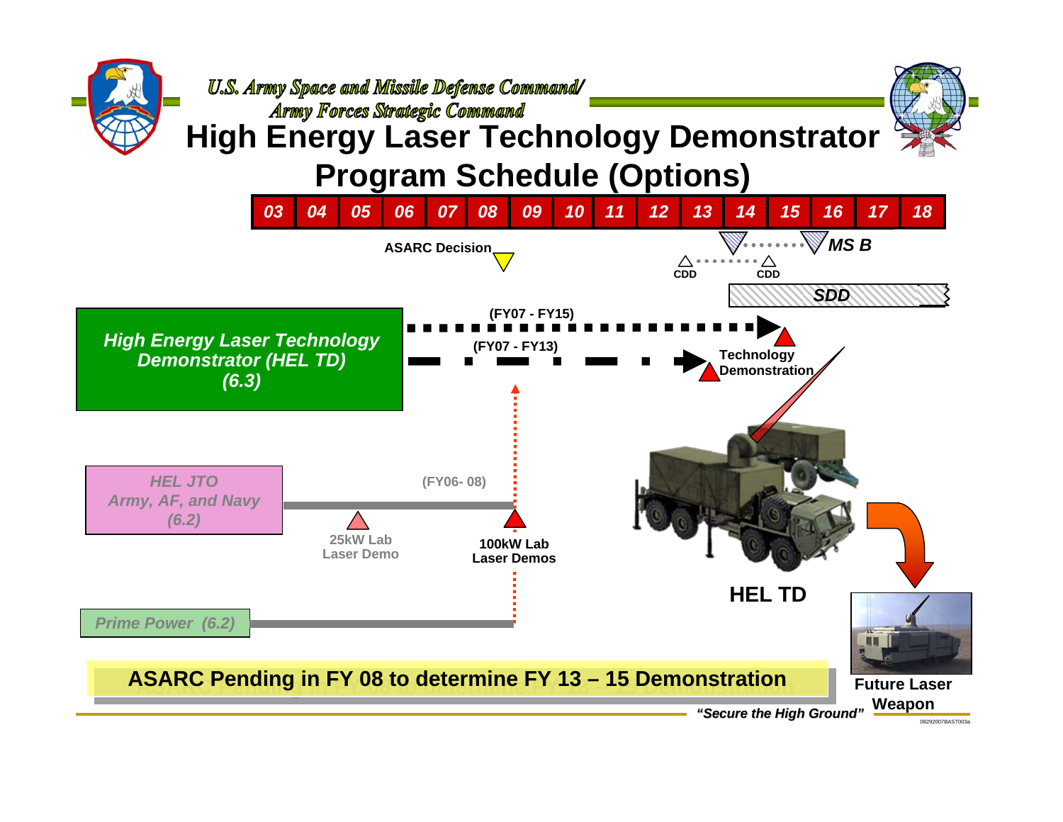U.S. Army Space and Missile Defense Command/
Army Forces Strategic Command

# High Energy Laser Technology Demonstrator Program Schedule (Options)

| 03 | 04 | 05 | 06 | 07 | 08 | 09 | 10 | 11 | 12 | 13 | 14 | 15 | 16 | 17 | 18 |
|---|---|---|---|---|---|---|---|---|---|---|---|---|---|---|---|

ASARC Decision

CDD

CDD

MS B

SDD

**High Energy Laser Technology Demonstrator (HEL TD) (6.3)**

(FY07 - FY15)

(FY07 - FY13)

Technology Demonstration

HEL JTO Army, AF, and Navy (6.2)

(FY06- 08)

25kW Lab Laser Demo

100kW Lab Laser Demos

Prime Power (6.2)

HEL TD

Future Laser Weapon

**ASARC Pending in FY 08 to determine FY 13 – 15 Demonstration**

*"Secure the High Ground"*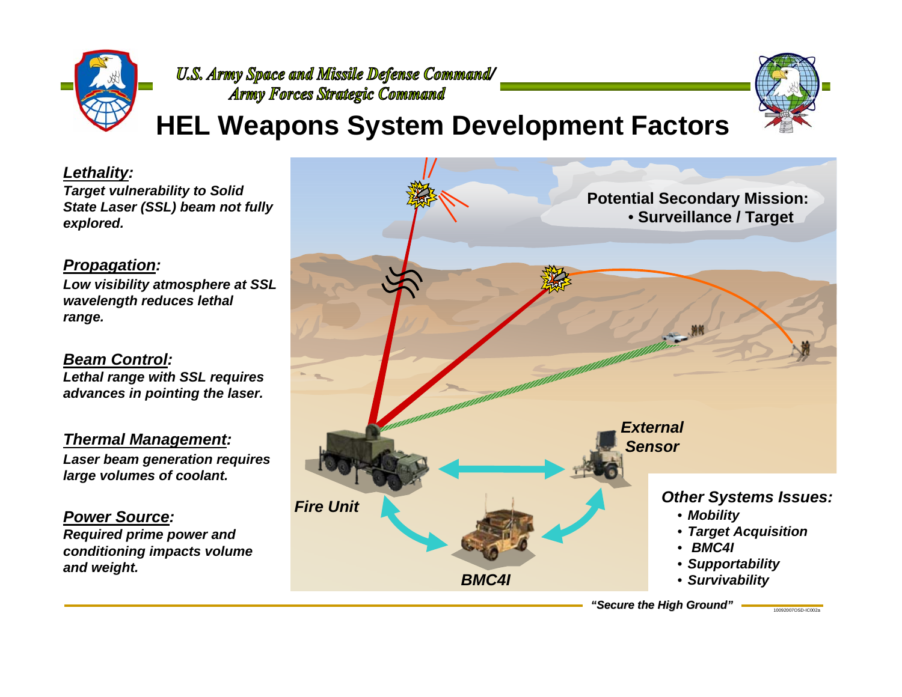U.S. Army Space and Missile Defense Command/
Army Forces Strategic Command

# HEL Weapons System Development Factors

***Lethality:***
*Target vulnerability to Solid State Laser (SSL) beam not fully explored.*

***Propagation:***
*Low visibility atmosphere at SSL wavelength reduces lethal range.*

***Beam Control:***
*Lethal range with SSL requires advances in pointing the laser.*

***Thermal Management:***
*Laser beam generation requires large volumes of coolant.*

***Power Source:***
*Required prime power and conditioning impacts volume and weight.*

**Potential Secondary Mission:**
- **Surveillance / Target**

***External Sensor***

***Fire Unit***

***BMC4I***

***Other Systems Issues:***
- ***Mobility***
- ***Target Acquisition***
- ***BMC4I***
- ***Supportability***
- ***Survivability***

***"Secure the High Ground"***

10092007OSD-IC002a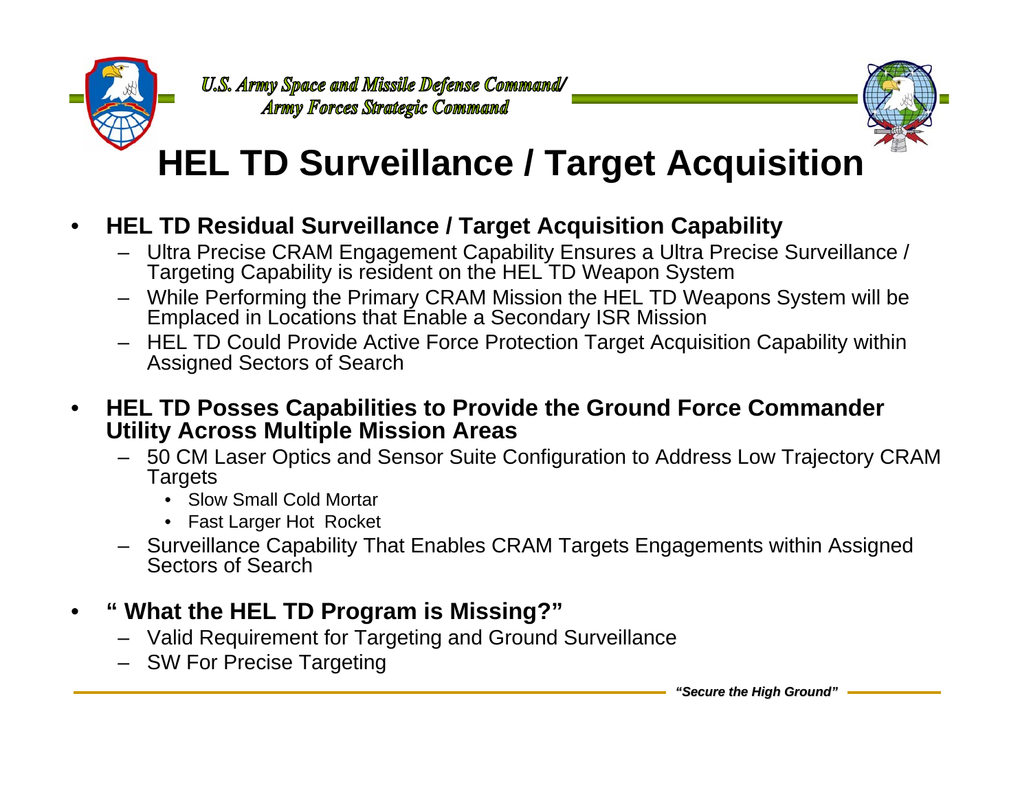# HEL TD Surveillance / Target Acquisition

- **HEL TD Residual Surveillance / Target Acquisition Capability**
  - Ultra Precise CRAM Engagement Capability Ensures a Ultra Precise Surveillance / Targeting Capability is resident on the HEL TD Weapon System
  - While Performing the Primary CRAM Mission the HEL TD Weapons System will be Emplaced in Locations that Enable a Secondary ISR Mission
  - HEL TD Could Provide Active Force Protection Target Acquisition Capability within Assigned Sectors of Search
- **HEL TD Posses Capabilities to Provide the Ground Force Commander Utility Across Multiple Mission Areas**
  - 50 CM Laser Optics and Sensor Suite Configuration to Address Low Trajectory CRAM Targets
    - Slow Small Cold Mortar
    - Fast Larger Hot Rocket
  - Surveillance Capability That Enables CRAM Targets Engagements within Assigned Sectors of Search
- **" What the HEL TD Program is Missing?"**
  - Valid Requirement for Targeting and Ground Surveillance
  - SW For Precise Targeting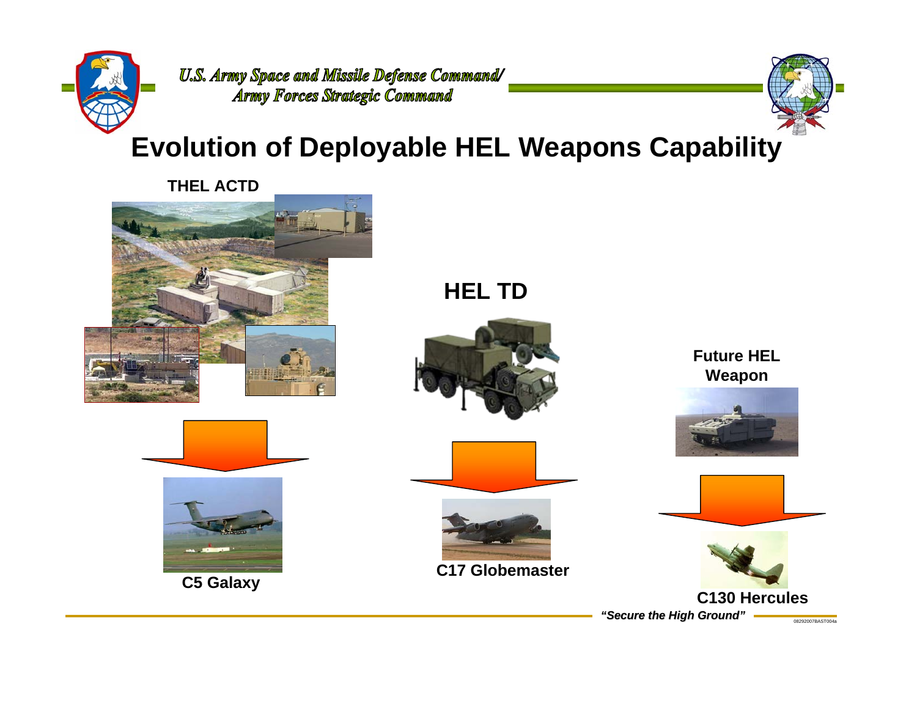# Evolution of Deployable HEL Weapons Capability

**THEL ACTD**

**C5 Galaxy**

**HEL TD**

**C17 Globemaster**

**Future HEL Weapon**

**C130 Hercules**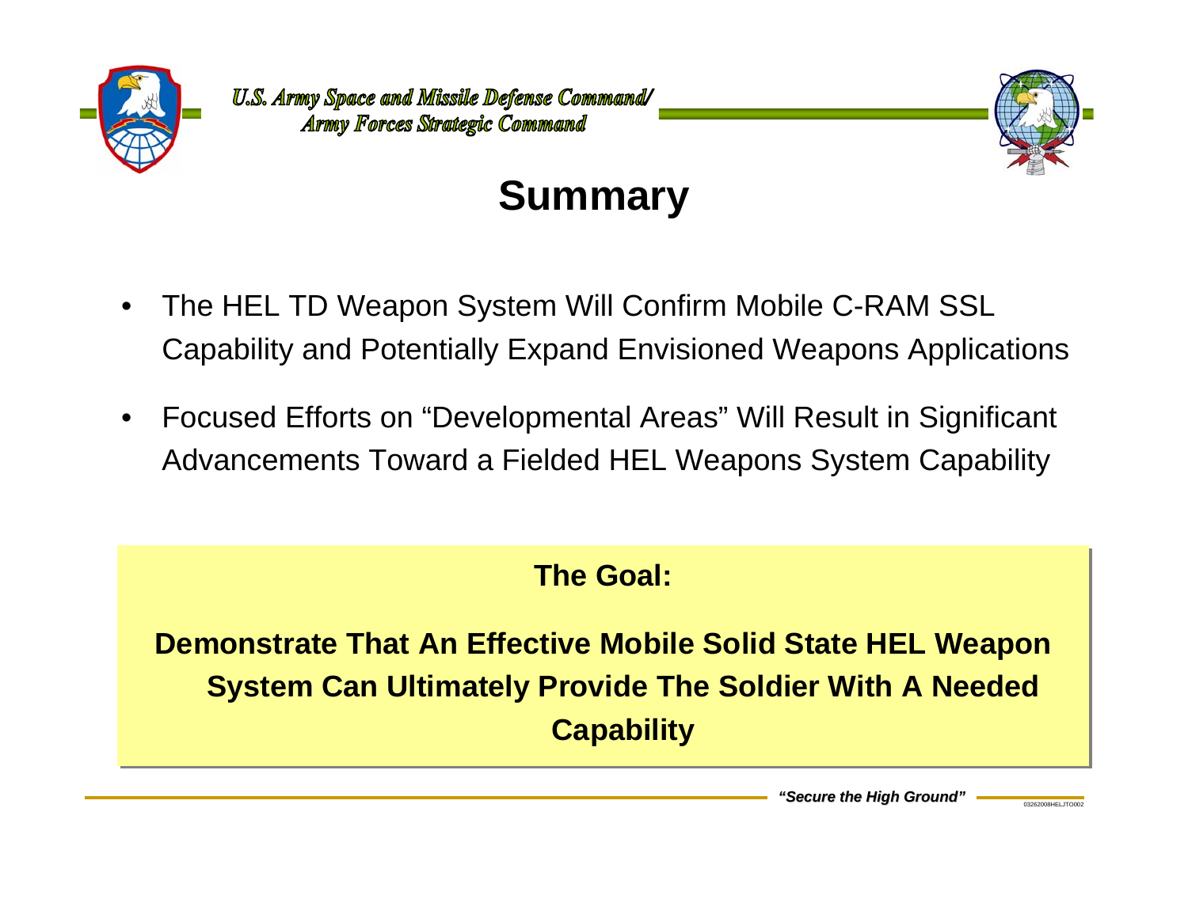# Summary

- The HEL TD Weapon System Will Confirm Mobile C-RAM SSL Capability and Potentially Expand Envisioned Weapons Applications
- Focused Efforts on "Developmental Areas" Will Result in Significant Advancements Toward a Fielded HEL Weapons System Capability

**The Goal:**

**Demonstrate That An Effective Mobile Solid State HEL Weapon System Can Ultimately Provide The Soldier With A Needed Capability**